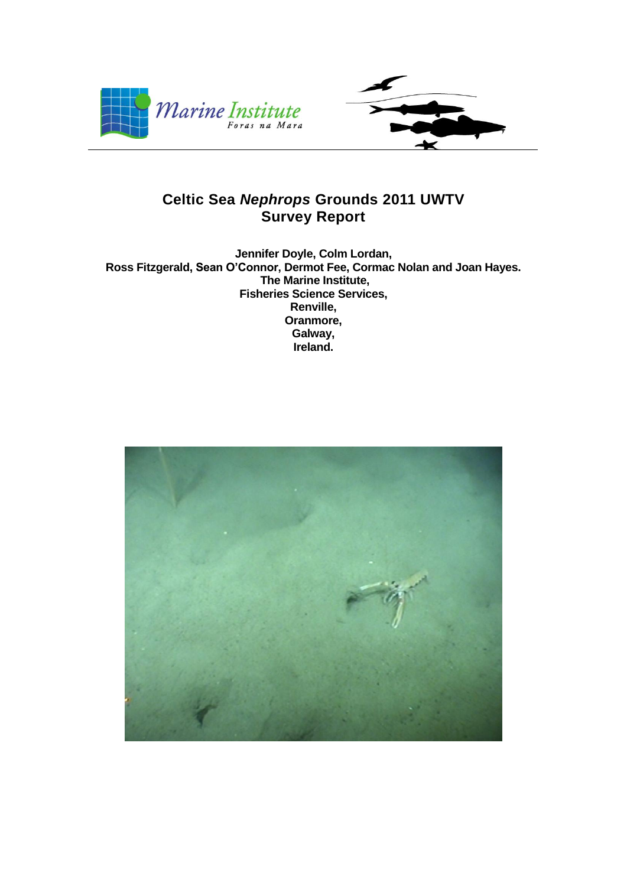# Celtic Sea *Nephrops* Grounds 2011 UWTV Survey Report

**Jennifer Doyle, Colm Lordan,**
**Ross Fitzgerald, Sean O'Connor, Dermot Fee, Cormac Nolan and Joan Hayes.**
**The Marine Institute,**
**Fisheries Science Services,**
**Renville,**
**Oranmore,**
**Galway,**
**Ireland.**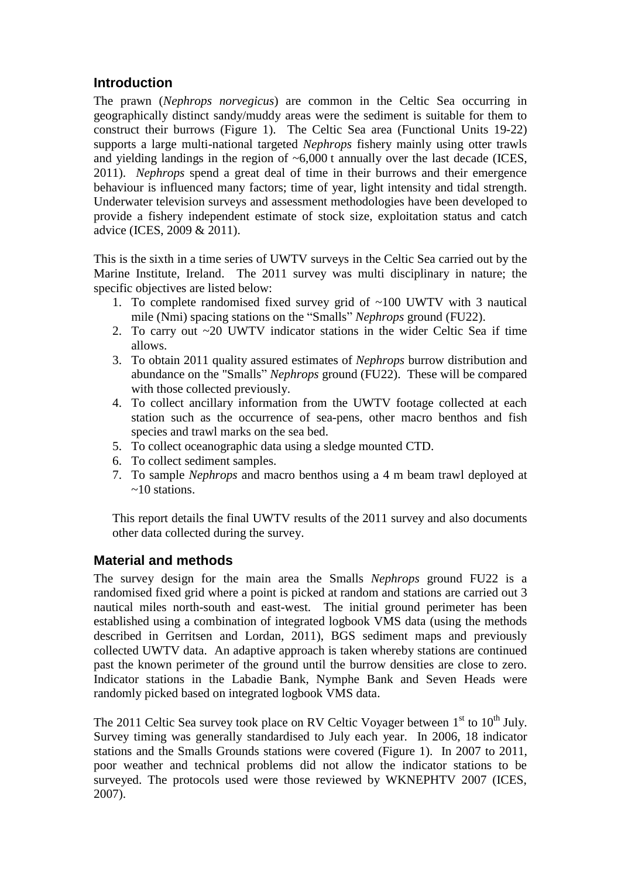## Introduction

The prawn (*Nephrops norvegicus*) are common in the Celtic Sea occurring in geographically distinct sandy/muddy areas were the sediment is suitable for them to construct their burrows (Figure 1). The Celtic Sea area (Functional Units 19-22) supports a large multi-national targeted *Nephrops* fishery mainly using otter trawls and yielding landings in the region of ~6,000 t annually over the last decade (ICES, 2011). *Nephrops* spend a great deal of time in their burrows and their emergence behaviour is influenced many factors; time of year, light intensity and tidal strength. Underwater television surveys and assessment methodologies have been developed to provide a fishery independent estimate of stock size, exploitation status and catch advice (ICES, 2009 & 2011).

This is the sixth in a time series of UWTV surveys in the Celtic Sea carried out by the Marine Institute, Ireland. The 2011 survey was multi disciplinary in nature; the specific objectives are listed below:

1. To complete randomised fixed survey grid of ~100 UWTV with 3 nautical mile (Nmi) spacing stations on the "Smalls" *Nephrops* ground (FU22).
2. To carry out ~20 UWTV indicator stations in the wider Celtic Sea if time allows.
3. To obtain 2011 quality assured estimates of *Nephrops* burrow distribution and abundance on the "Smalls" *Nephrops* ground (FU22). These will be compared with those collected previously.
4. To collect ancillary information from the UWTV footage collected at each station such as the occurrence of sea-pens, other macro benthos and fish species and trawl marks on the sea bed.
5. To collect oceanographic data using a sledge mounted CTD.
6. To collect sediment samples.
7. To sample *Nephrops* and macro benthos using a 4 m beam trawl deployed at ~10 stations.

This report details the final UWTV results of the 2011 survey and also documents other data collected during the survey.

## Material and methods

The survey design for the main area the Smalls *Nephrops* ground FU22 is a randomised fixed grid where a point is picked at random and stations are carried out 3 nautical miles north-south and east-west. The initial ground perimeter has been established using a combination of integrated logbook VMS data (using the methods described in Gerritsen and Lordan, 2011), BGS sediment maps and previously collected UWTV data. An adaptive approach is taken whereby stations are continued past the known perimeter of the ground until the burrow densities are close to zero. Indicator stations in the Labadie Bank, Nymphe Bank and Seven Heads were randomly picked based on integrated logbook VMS data.

The 2011 Celtic Sea survey took place on RV Celtic Voyager between 1st to 10th July. Survey timing was generally standardised to July each year. In 2006, 18 indicator stations and the Smalls Grounds stations were covered (Figure 1). In 2007 to 2011, poor weather and technical problems did not allow the indicator stations to be surveyed. The protocols used were those reviewed by WKNEPHTV 2007 (ICES, 2007).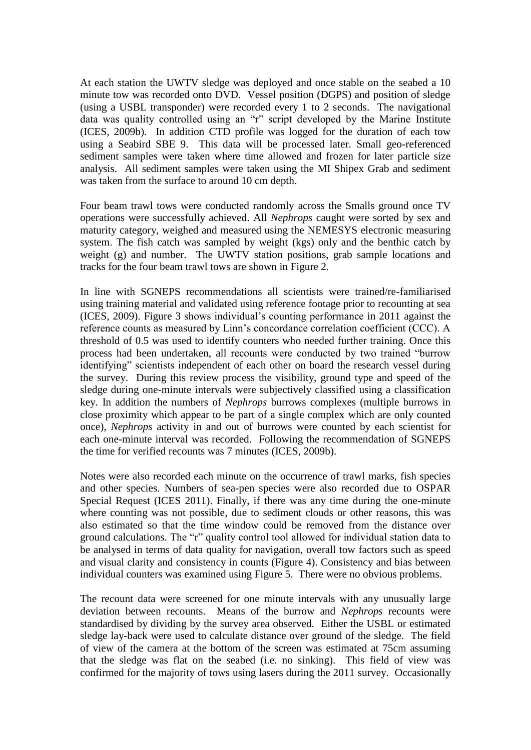At each station the UWTV sledge was deployed and once stable on the seabed a 10 minute tow was recorded onto DVD. Vessel position (DGPS) and position of sledge (using a USBL transponder) were recorded every 1 to 2 seconds. The navigational data was quality controlled using an "r" script developed by the Marine Institute (ICES, 2009b). In addition CTD profile was logged for the duration of each tow using a Seabird SBE 9. This data will be processed later. Small geo-referenced sediment samples were taken where time allowed and frozen for later particle size analysis. All sediment samples were taken using the MI Shipex Grab and sediment was taken from the surface to around 10 cm depth.

Four beam trawl tows were conducted randomly across the Smalls ground once TV operations were successfully achieved. All *Nephrops* caught were sorted by sex and maturity category, weighed and measured using the NEMESYS electronic measuring system. The fish catch was sampled by weight (kgs) only and the benthic catch by weight (g) and number. The UWTV station positions, grab sample locations and tracks for the four beam trawl tows are shown in Figure 2.

In line with SGNEPS recommendations all scientists were trained/re-familiarised using training material and validated using reference footage prior to recounting at sea (ICES, 2009). Figure 3 shows individual's counting performance in 2011 against the reference counts as measured by Linn's concordance correlation coefficient (CCC). A threshold of 0.5 was used to identify counters who needed further training. Once this process had been undertaken, all recounts were conducted by two trained "burrow identifying" scientists independent of each other on board the research vessel during the survey. During this review process the visibility, ground type and speed of the sledge during one-minute intervals were subjectively classified using a classification key. In addition the numbers of *Nephrops* burrows complexes (multiple burrows in close proximity which appear to be part of a single complex which are only counted once), *Nephrops* activity in and out of burrows were counted by each scientist for each one-minute interval was recorded. Following the recommendation of SGNEPS the time for verified recounts was 7 minutes (ICES, 2009b).

Notes were also recorded each minute on the occurrence of trawl marks, fish species and other species. Numbers of sea-pen species were also recorded due to OSPAR Special Request (ICES 2011). Finally, if there was any time during the one-minute where counting was not possible, due to sediment clouds or other reasons, this was also estimated so that the time window could be removed from the distance over ground calculations. The "r" quality control tool allowed for individual station data to be analysed in terms of data quality for navigation, overall tow factors such as speed and visual clarity and consistency in counts (Figure 4). Consistency and bias between individual counters was examined using Figure 5. There were no obvious problems.

The recount data were screened for one minute intervals with any unusually large deviation between recounts. Means of the burrow and *Nephrops* recounts were standardised by dividing by the survey area observed. Either the USBL or estimated sledge lay-back were used to calculate distance over ground of the sledge. The field of view of the camera at the bottom of the screen was estimated at 75cm assuming that the sledge was flat on the seabed (i.e. no sinking). This field of view was confirmed for the majority of tows using lasers during the 2011 survey. Occasionally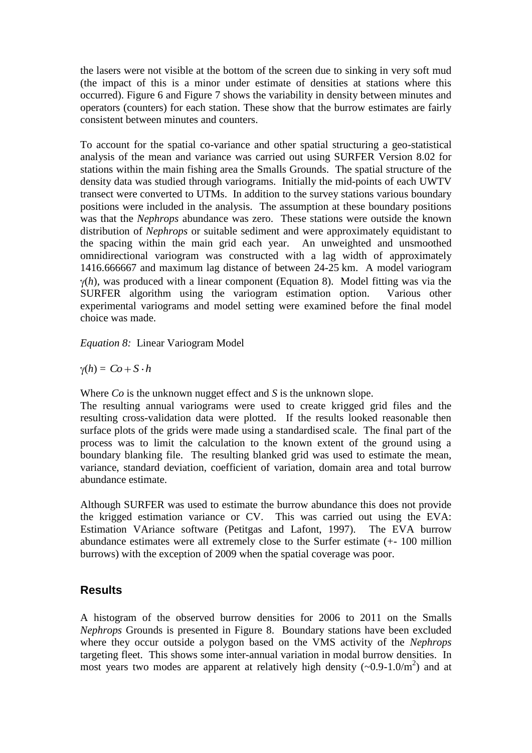the lasers were not visible at the bottom of the screen due to sinking in very soft mud (the impact of this is a minor under estimate of densities at stations where this occurred). Figure 6 and Figure 7 shows the variability in density between minutes and operators (counters) for each station. These show that the burrow estimates are fairly consistent between minutes and counters.

To account for the spatial co-variance and other spatial structuring a geo-statistical analysis of the mean and variance was carried out using SURFER Version 8.02 for stations within the main fishing area the Smalls Grounds. The spatial structure of the density data was studied through variograms. Initially the mid-points of each UWTV transect were converted to UTMs. In addition to the survey stations various boundary positions were included in the analysis. The assumption at these boundary positions was that the *Nephrops* abundance was zero. These stations were outside the known distribution of *Nephrops* or suitable sediment and were approximately equidistant to the spacing within the main grid each year. An unweighted and unsmoothed omnidirectional variogram was constructed with a lag width of approximately 1416.666667 and maximum lag distance of between 24-25 km. A model variogram $\gamma(h)$, was produced with a linear component (Equation 8). Model fitting was via the SURFER algorithm using the variogram estimation option. Various other experimental variograms and model setting were examined before the final model choice was made.

*Equation 8:* Linear Variogram Model

$$\gamma(h) = Co + S \cdot h$$

Where *Co* is the unknown nugget effect and *S* is the unknown slope.

The resulting annual variograms were used to create krigged grid files and the resulting cross-validation data were plotted. If the results looked reasonable then surface plots of the grids were made using a standardised scale. The final part of the process was to limit the calculation to the known extent of the ground using a boundary blanking file. The resulting blanked grid was used to estimate the mean, variance, standard deviation, coefficient of variation, domain area and total burrow abundance estimate.

Although SURFER was used to estimate the burrow abundance this does not provide the krigged estimation variance or CV. This was carried out using the EVA: Estimation VAriance software (Petitgas and Lafont, 1997). The EVA burrow abundance estimates were all extremely close to the Surfer estimate (+- 100 million burrows) with the exception of 2009 when the spatial coverage was poor.

## Results

A histogram of the observed burrow densities for 2006 to 2011 on the Smalls *Nephrops* Grounds is presented in Figure 8. Boundary stations have been excluded where they occur outside a polygon based on the VMS activity of the *Nephrops* targeting fleet. This shows some inter-annual variation in modal burrow densities. In most years two modes are apparent at relatively high density (~0.9-1.0/m$^2$) and at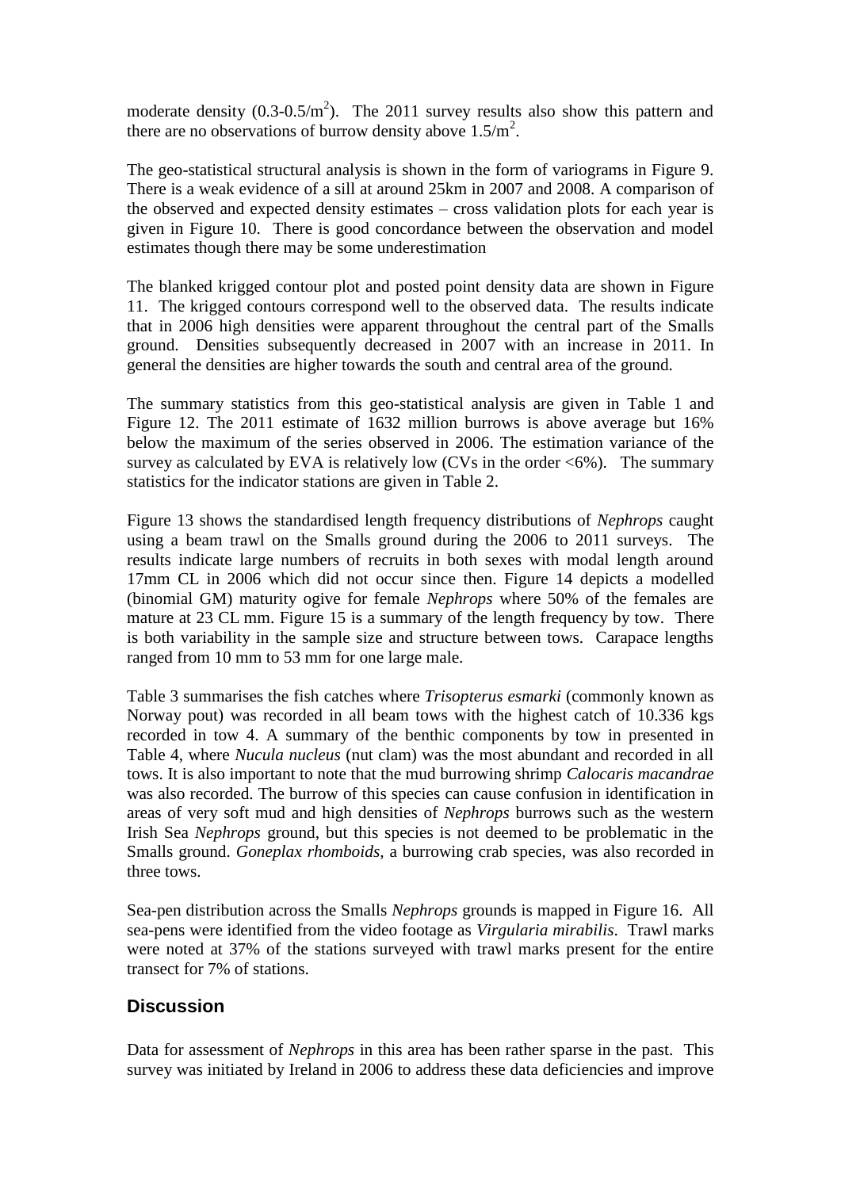moderate density (0.3-0.5/$m^2$). The 2011 survey results also show this pattern and there are no observations of burrow density above 1.5/$m^2$.

The geo-statistical structural analysis is shown in the form of variograms in Figure 9. There is a weak evidence of a sill at around 25km in 2007 and 2008. A comparison of the observed and expected density estimates – cross validation plots for each year is given in Figure 10. There is good concordance between the observation and model estimates though there may be some underestimation

The blanked krigged contour plot and posted point density data are shown in Figure 11. The krigged contours correspond well to the observed data. The results indicate that in 2006 high densities were apparent throughout the central part of the Smalls ground. Densities subsequently decreased in 2007 with an increase in 2011. In general the densities are higher towards the south and central area of the ground.

The summary statistics from this geo-statistical analysis are given in Table 1 and Figure 12. The 2011 estimate of 1632 million burrows is above average but 16% below the maximum of the series observed in 2006. The estimation variance of the survey as calculated by EVA is relatively low (CVs in the order <6%). The summary statistics for the indicator stations are given in Table 2.

Figure 13 shows the standardised length frequency distributions of *Nephrops* caught using a beam trawl on the Smalls ground during the 2006 to 2011 surveys. The results indicate large numbers of recruits in both sexes with modal length around 17mm CL in 2006 which did not occur since then. Figure 14 depicts a modelled (binomial GM) maturity ogive for female *Nephrops* where 50% of the females are mature at 23 CL mm. Figure 15 is a summary of the length frequency by tow. There is both variability in the sample size and structure between tows. Carapace lengths ranged from 10 mm to 53 mm for one large male.

Table 3 summarises the fish catches where *Trisopterus esmarki* (commonly known as Norway pout) was recorded in all beam tows with the highest catch of 10.336 kgs recorded in tow 4. A summary of the benthic components by tow in presented in Table 4, where *Nucula nucleus* (nut clam) was the most abundant and recorded in all tows. It is also important to note that the mud burrowing shrimp *Calocaris macandrae* was also recorded. The burrow of this species can cause confusion in identification in areas of very soft mud and high densities of *Nephrops* burrows such as the western Irish Sea *Nephrops* ground, but this species is not deemed to be problematic in the Smalls ground. *Goneplax rhomboids,* a burrowing crab species, was also recorded in three tows.

Sea-pen distribution across the Smalls *Nephrops* grounds is mapped in Figure 16. All sea-pens were identified from the video footage as *Virgularia mirabilis*. Trawl marks were noted at 37% of the stations surveyed with trawl marks present for the entire transect for 7% of stations.

## Discussion

Data for assessment of *Nephrops* in this area has been rather sparse in the past. This survey was initiated by Ireland in 2006 to address these data deficiencies and improve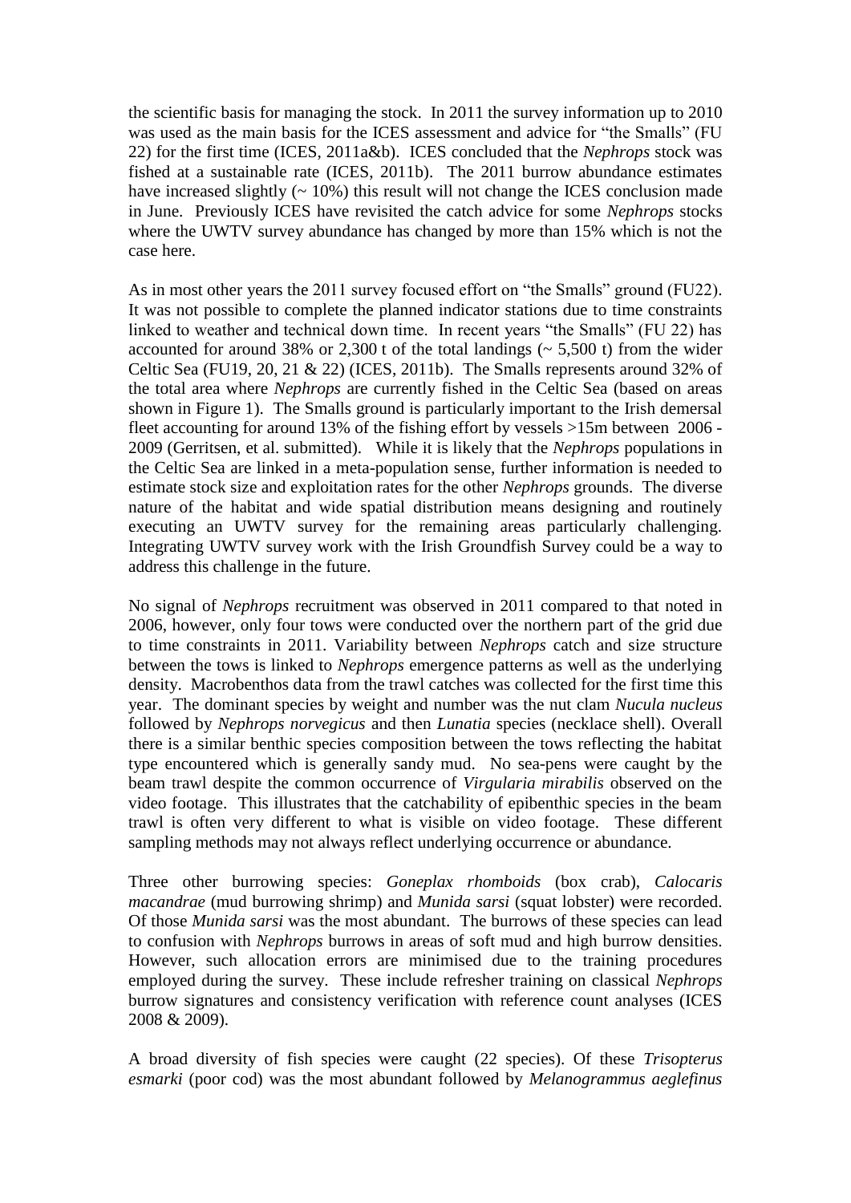the scientific basis for managing the stock. In 2011 the survey information up to 2010 was used as the main basis for the ICES assessment and advice for "the Smalls" (FU 22) for the first time (ICES, 2011a&b). ICES concluded that the *Nephrops* stock was fished at a sustainable rate (ICES, 2011b). The 2011 burrow abundance estimates have increased slightly (~ 10%) this result will not change the ICES conclusion made in June. Previously ICES have revisited the catch advice for some *Nephrops* stocks where the UWTV survey abundance has changed by more than 15% which is not the case here.

As in most other years the 2011 survey focused effort on "the Smalls" ground (FU22). It was not possible to complete the planned indicator stations due to time constraints linked to weather and technical down time. In recent years "the Smalls" (FU 22) has accounted for around 38% or 2,300 t of the total landings (~ 5,500 t) from the wider Celtic Sea (FU19, 20, 21 & 22) (ICES, 2011b). The Smalls represents around 32% of the total area where *Nephrops* are currently fished in the Celtic Sea (based on areas shown in Figure 1). The Smalls ground is particularly important to the Irish demersal fleet accounting for around 13% of the fishing effort by vessels >15m between 2006 - 2009 (Gerritsen, et al. submitted). While it is likely that the *Nephrops* populations in the Celtic Sea are linked in a meta-population sense, further information is needed to estimate stock size and exploitation rates for the other *Nephrops* grounds. The diverse nature of the habitat and wide spatial distribution means designing and routinely executing an UWTV survey for the remaining areas particularly challenging. Integrating UWTV survey work with the Irish Groundfish Survey could be a way to address this challenge in the future.

No signal of *Nephrops* recruitment was observed in 2011 compared to that noted in 2006, however, only four tows were conducted over the northern part of the grid due to time constraints in 2011. Variability between *Nephrops* catch and size structure between the tows is linked to *Nephrops* emergence patterns as well as the underlying density. Macrobenthos data from the trawl catches was collected for the first time this year. The dominant species by weight and number was the nut clam *Nucula nucleus* followed by *Nephrops norvegicus* and then *Lunatia* species (necklace shell). Overall there is a similar benthic species composition between the tows reflecting the habitat type encountered which is generally sandy mud. No sea-pens were caught by the beam trawl despite the common occurrence of *Virgularia mirabilis* observed on the video footage. This illustrates that the catchability of epibenthic species in the beam trawl is often very different to what is visible on video footage. These different sampling methods may not always reflect underlying occurrence or abundance.

Three other burrowing species: *Goneplax rhomboids* (box crab), *Calocaris macandrae* (mud burrowing shrimp) and *Munida sarsi* (squat lobster) were recorded. Of those *Munida sarsi* was the most abundant. The burrows of these species can lead to confusion with *Nephrops* burrows in areas of soft mud and high burrow densities. However, such allocation errors are minimised due to the training procedures employed during the survey. These include refresher training on classical *Nephrops* burrow signatures and consistency verification with reference count analyses (ICES 2008 & 2009).

A broad diversity of fish species were caught (22 species). Of these *Trisopterus esmarki* (poor cod) was the most abundant followed by *Melanogrammus aeglefinus*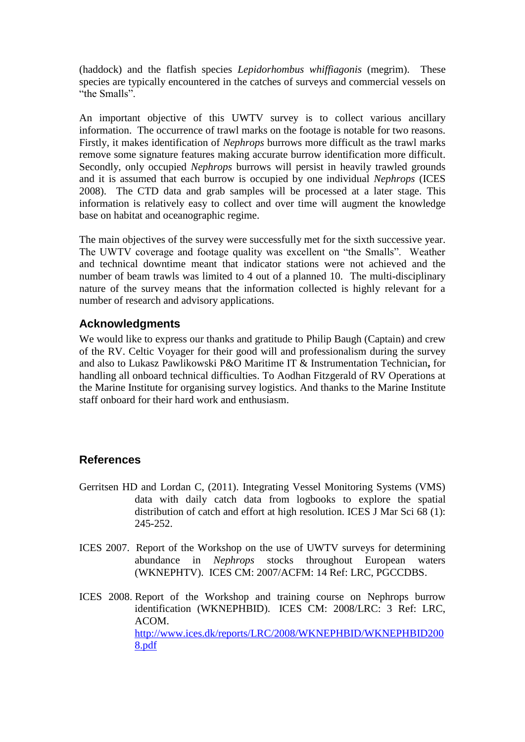(haddock) and the flatfish species *Lepidorhombus whiffiagonis* (megrim). These species are typically encountered in the catches of surveys and commercial vessels on "the Smalls".

An important objective of this UWTV survey is to collect various ancillary information. The occurrence of trawl marks on the footage is notable for two reasons. Firstly, it makes identification of *Nephrops* burrows more difficult as the trawl marks remove some signature features making accurate burrow identification more difficult. Secondly, only occupied *Nephrops* burrows will persist in heavily trawled grounds and it is assumed that each burrow is occupied by one individual *Nephrops* (ICES 2008). The CTD data and grab samples will be processed at a later stage. This information is relatively easy to collect and over time will augment the knowledge base on habitat and oceanographic regime.

The main objectives of the survey were successfully met for the sixth successive year. The UWTV coverage and footage quality was excellent on "the Smalls". Weather and technical downtime meant that indicator stations were not achieved and the number of beam trawls was limited to 4 out of a planned 10. The multi-disciplinary nature of the survey means that the information collected is highly relevant for a number of research and advisory applications.

## Acknowledgments

We would like to express our thanks and gratitude to Philip Baugh (Captain) and crew of the RV. Celtic Voyager for their good will and professionalism during the survey and also to Lukasz Pawlikowski P&O Maritime IT & Instrumentation Technician**,** for handling all onboard technical difficulties. To Aodhan Fitzgerald of RV Operations at the Marine Institute for organising survey logistics. And thanks to the Marine Institute staff onboard for their hard work and enthusiasm.

## References

Gerritsen HD and Lordan C, (2011). Integrating Vessel Monitoring Systems (VMS) data with daily catch data from logbooks to explore the spatial distribution of catch and effort at high resolution. ICES J Mar Sci 68 (1): 245-252.

ICES 2007. Report of the Workshop on the use of UWTV surveys for determining abundance in *Nephrops* stocks throughout European waters (WKNEPHTV). ICES CM: 2007/ACFM: 14 Ref: LRC, PGCCDBS.

ICES 2008. Report of the Workshop and training course on Nephrops burrow identification (WKNEPHBID). ICES CM: 2008/LRC: 3 Ref: LRC, ACOM. http://www.ices.dk/reports/LRC/2008/WKNEPHBID/WKNEPHBID2008.pdf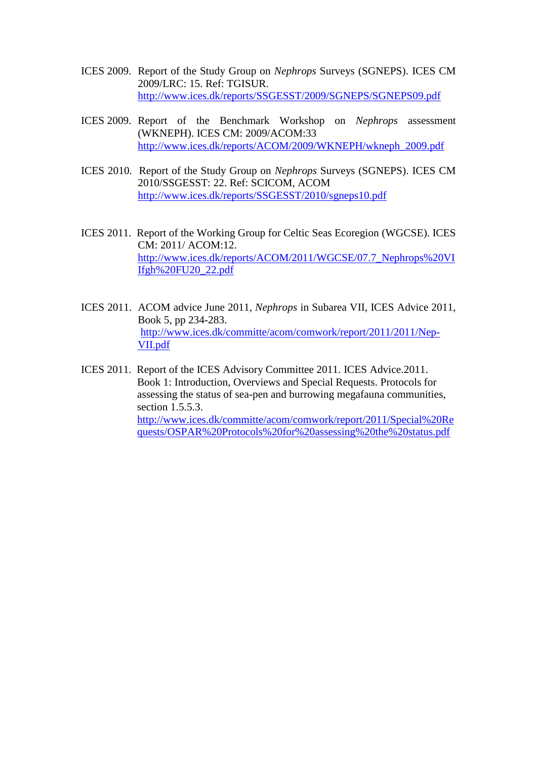ICES 2009. Report of the Study Group on *Nephrops* Surveys (SGNEPS). ICES CM 2009/LRC: 15. Ref: TGISUR. http://www.ices.dk/reports/SSGESST/2009/SGNEPS/SGNEPS09.pdf

ICES 2009. Report of the Benchmark Workshop on *Nephrops* assessment (WKNEPH). ICES CM: 2009/ACOM:33 http://www.ices.dk/reports/ACOM/2009/WKNEPH/wkneph_2009.pdf

ICES 2010. Report of the Study Group on *Nephrops* Surveys (SGNEPS). ICES CM 2010/SSGESST: 22. Ref: SCICOM, ACOM http://www.ices.dk/reports/SSGESST/2010/sgneps10.pdf

ICES 2011. Report of the Working Group for Celtic Seas Ecoregion (WGCSE). ICES CM: 2011/ ACOM:12. http://www.ices.dk/reports/ACOM/2011/WGCSE/07.7_Nephrops%20VIIfgh%20FU20_22.pdf

ICES 2011. ACOM advice June 2011, *Nephrops* in Subarea VII, ICES Advice 2011, Book 5, pp 234-283. http://www.ices.dk/committe/acom/comwork/report/2011/2011/Nep-VII.pdf

ICES 2011. Report of the ICES Advisory Committee 2011. ICES Advice.2011. Book 1: Introduction, Overviews and Special Requests. Protocols for assessing the status of sea-pen and burrowing megafauna communities, section 1.5.5.3. http://www.ices.dk/committe/acom/comwork/report/2011/Special%20Requests/OSPAR%20Protocols%20for%20assessing%20the%20status.pdf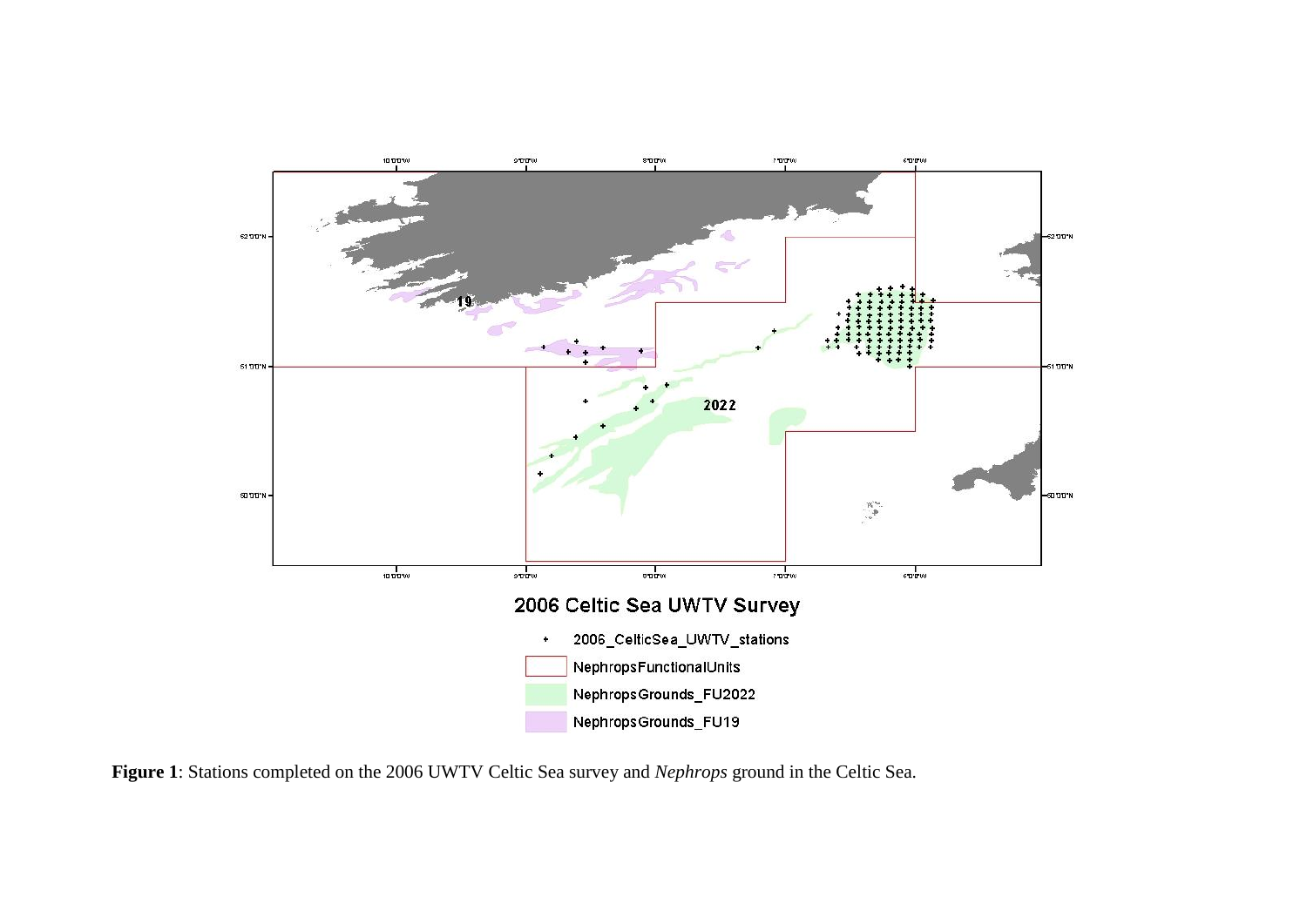**Figure 1**: Stations completed on the 2006 UWTV Celtic Sea survey and *Nephrops* ground in the Celtic Sea.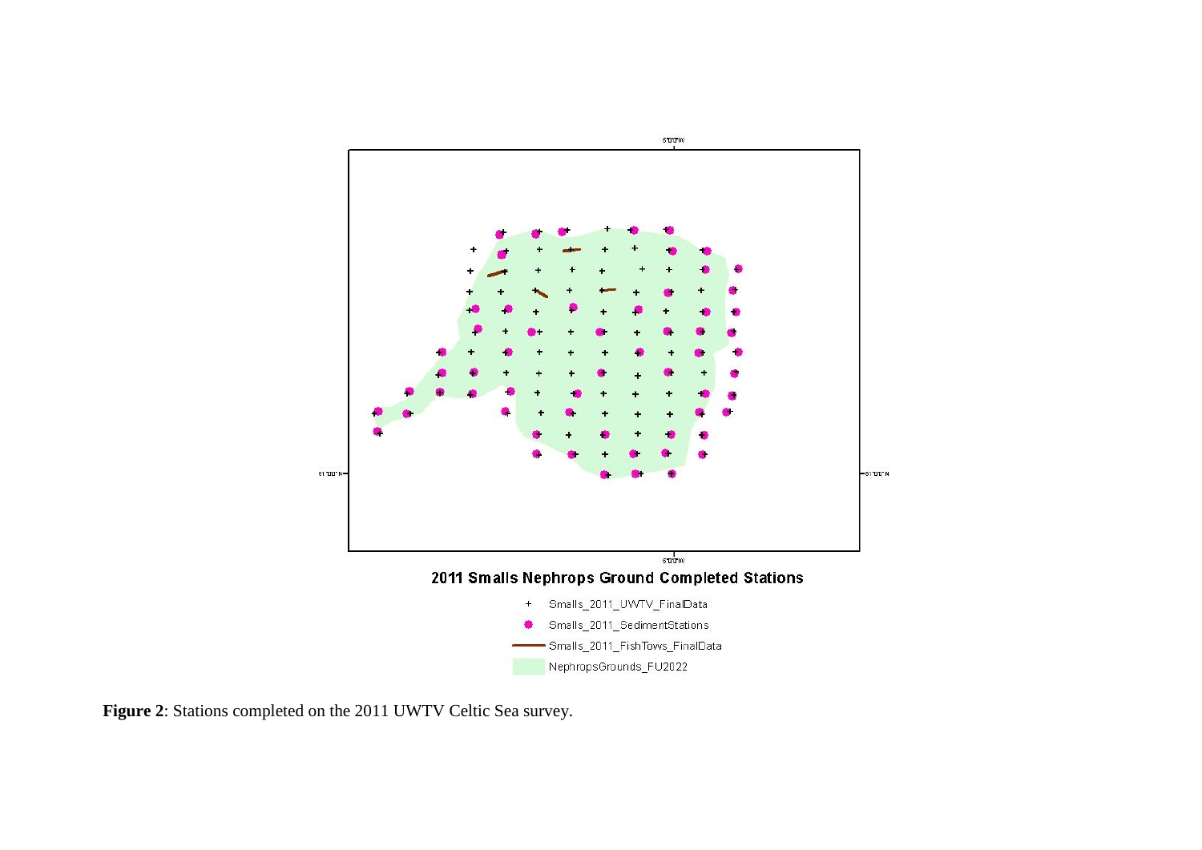2011 Smalls Nephrops Ground Completed Stations

- + Smalls_2011_UWTV_FinalData
- ● Smalls_2011_SedimentStations
- — Smalls_2011_FishTows_FinalData
- NephropsGrounds_FU2022

**Figure 2**: Stations completed on the 2011 UWTV Celtic Sea survey.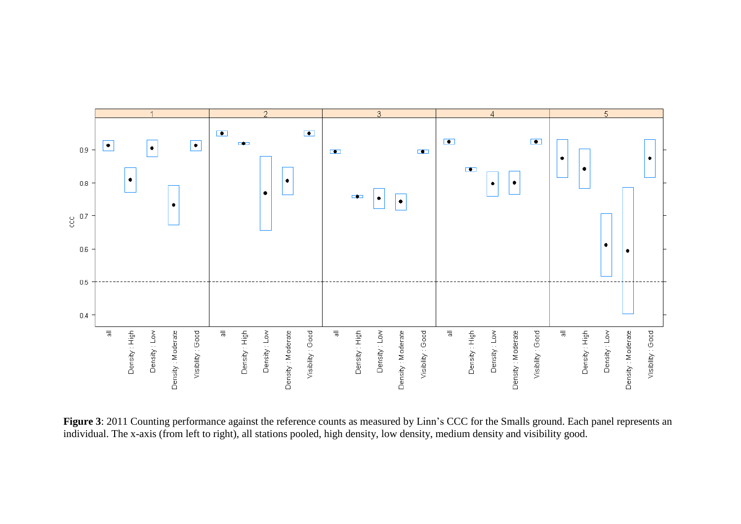**Figure 3**: 2011 Counting performance against the reference counts as measured by Linn's CCC for the Smalls ground. Each panel represents an individual. The x-axis (from left to right), all stations pooled, high density, low density, medium density and visibility good.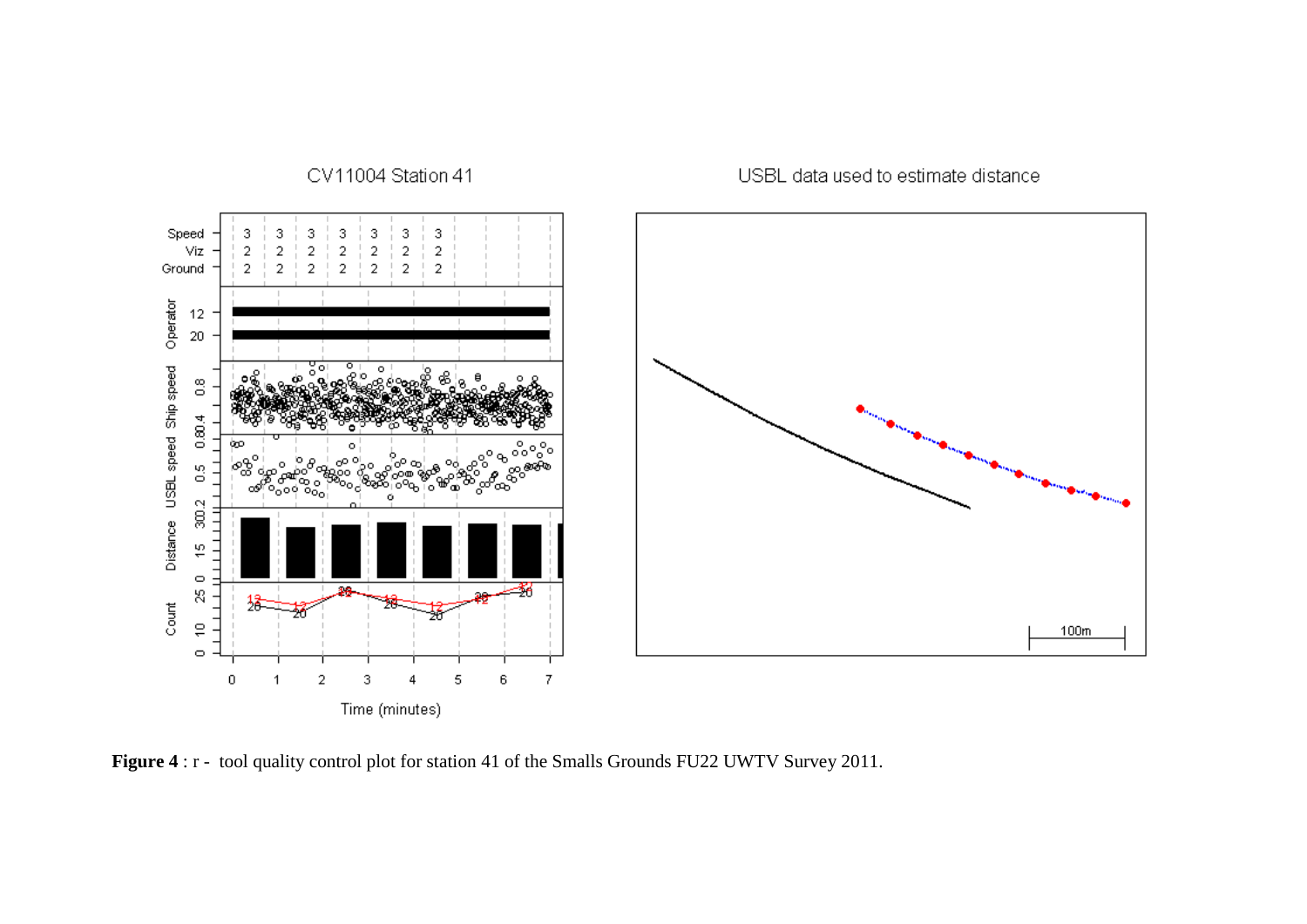**Figure 4** : r - tool quality control plot for station 41 of the Smalls Grounds FU22 UWTV Survey 2011.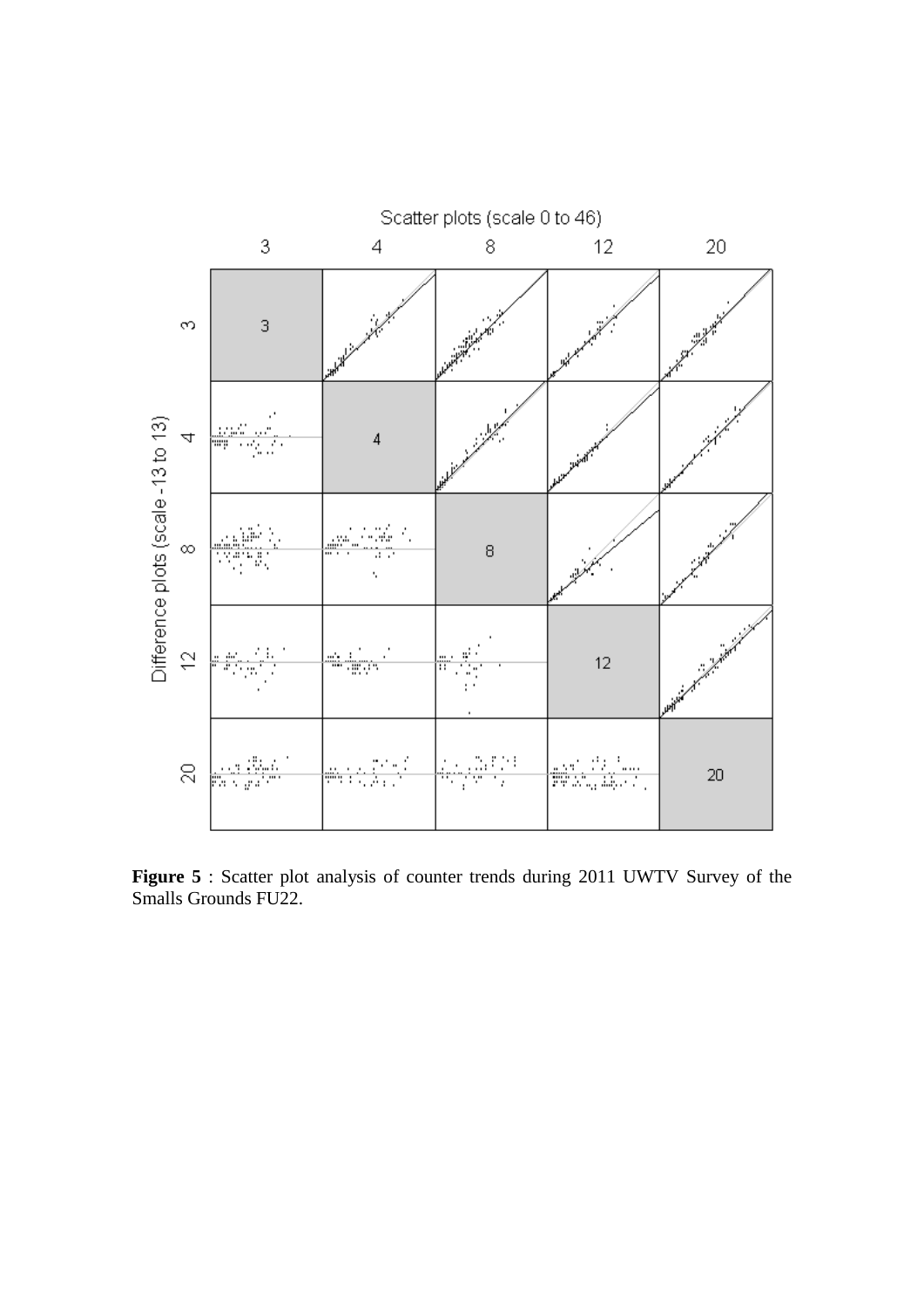**Figure 5** : Scatter plot analysis of counter trends during 2011 UWTV Survey of the Smalls Grounds FU22.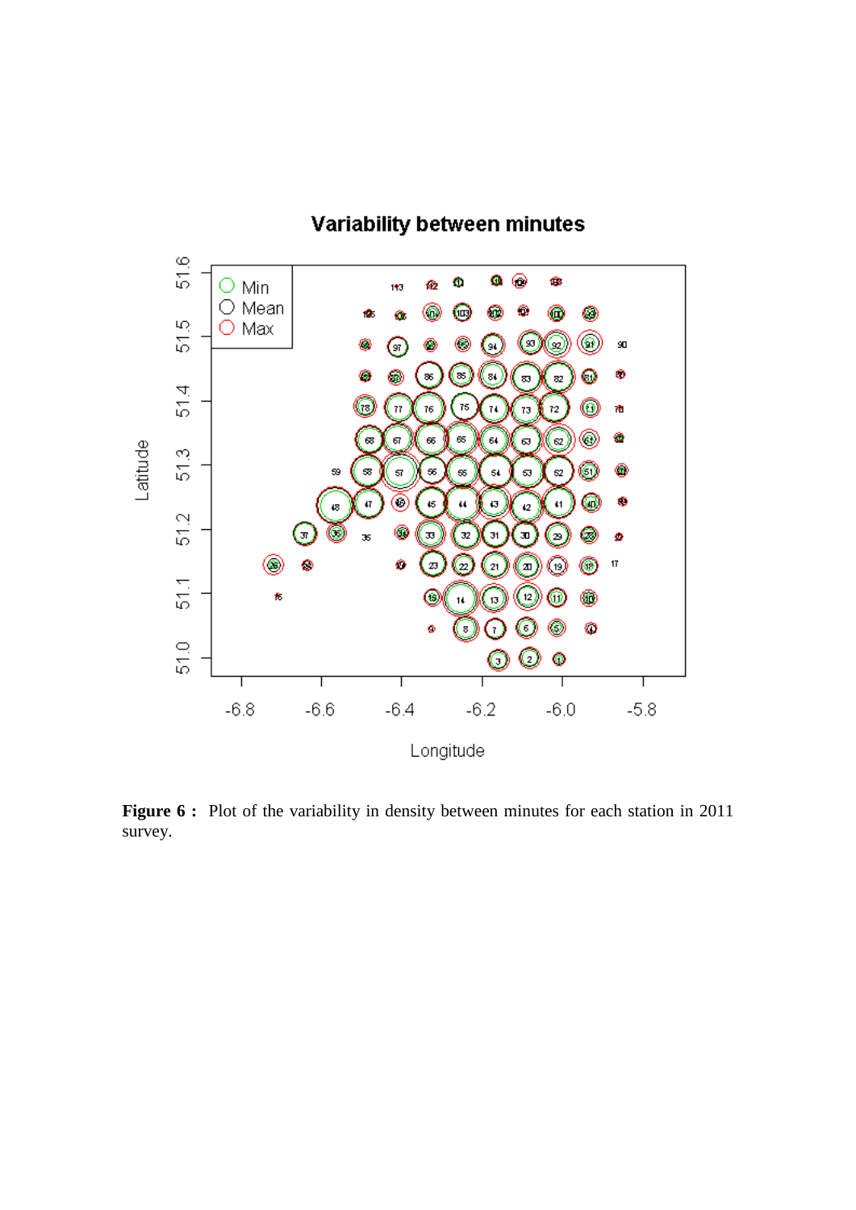**Figure 6 :** Plot of the variability in density between minutes for each station in 2011 survey.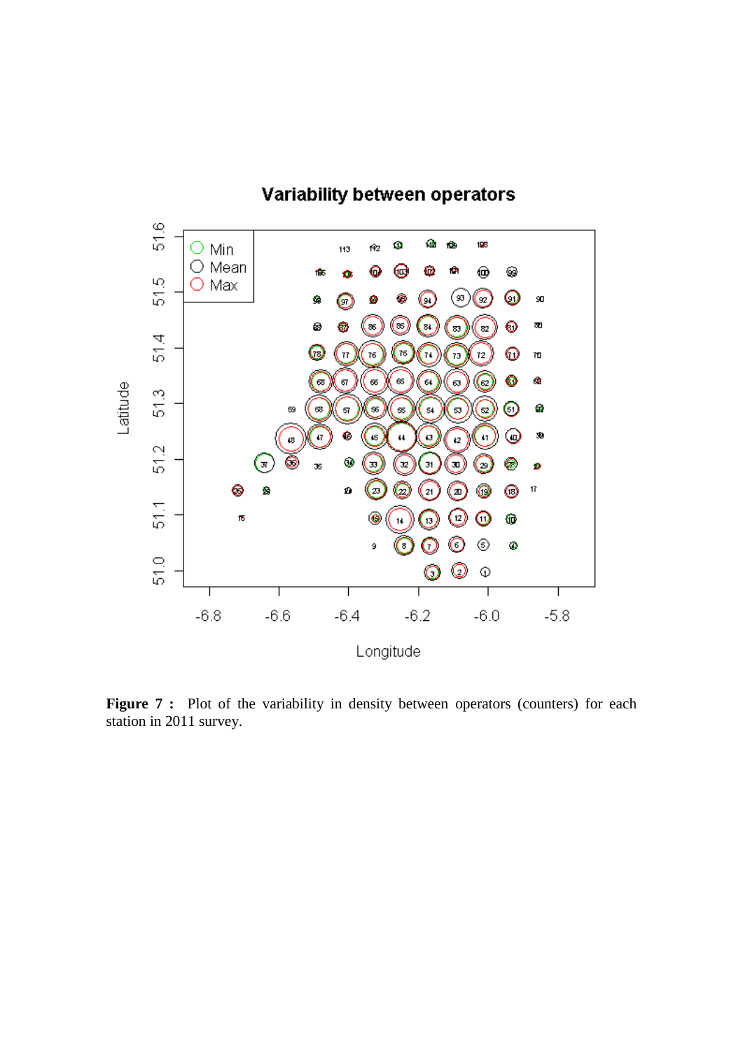**Figure 7 :** Plot of the variability in density between operators (counters) for each station in 2011 survey.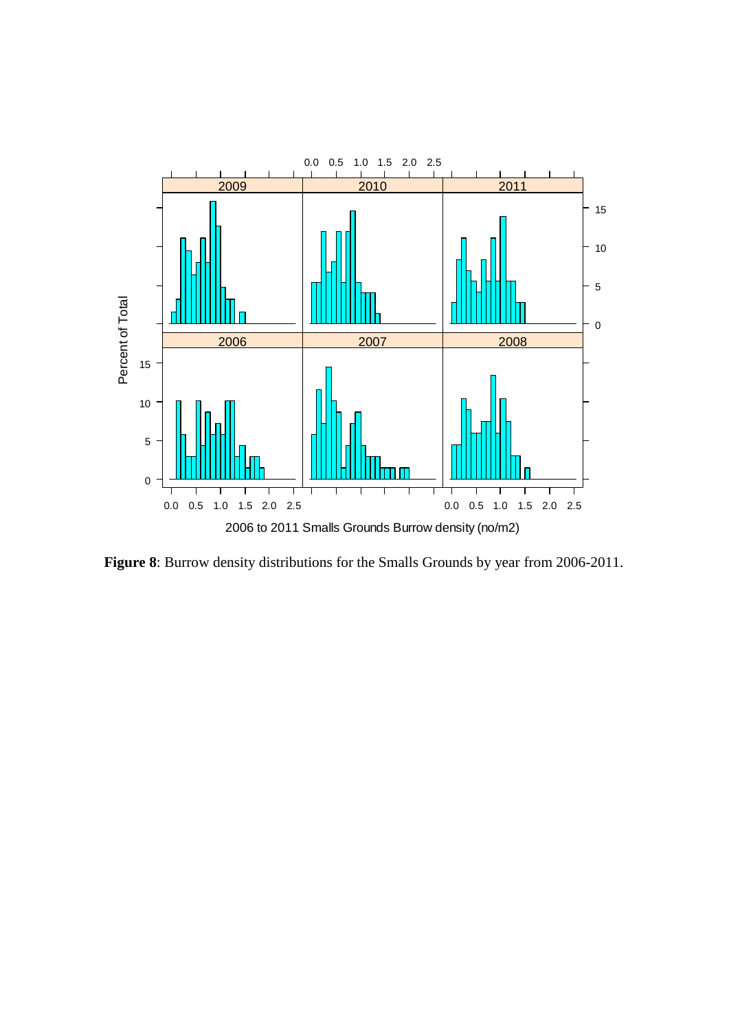**Figure 8**: Burrow density distributions for the Smalls Grounds by year from 2006-2011.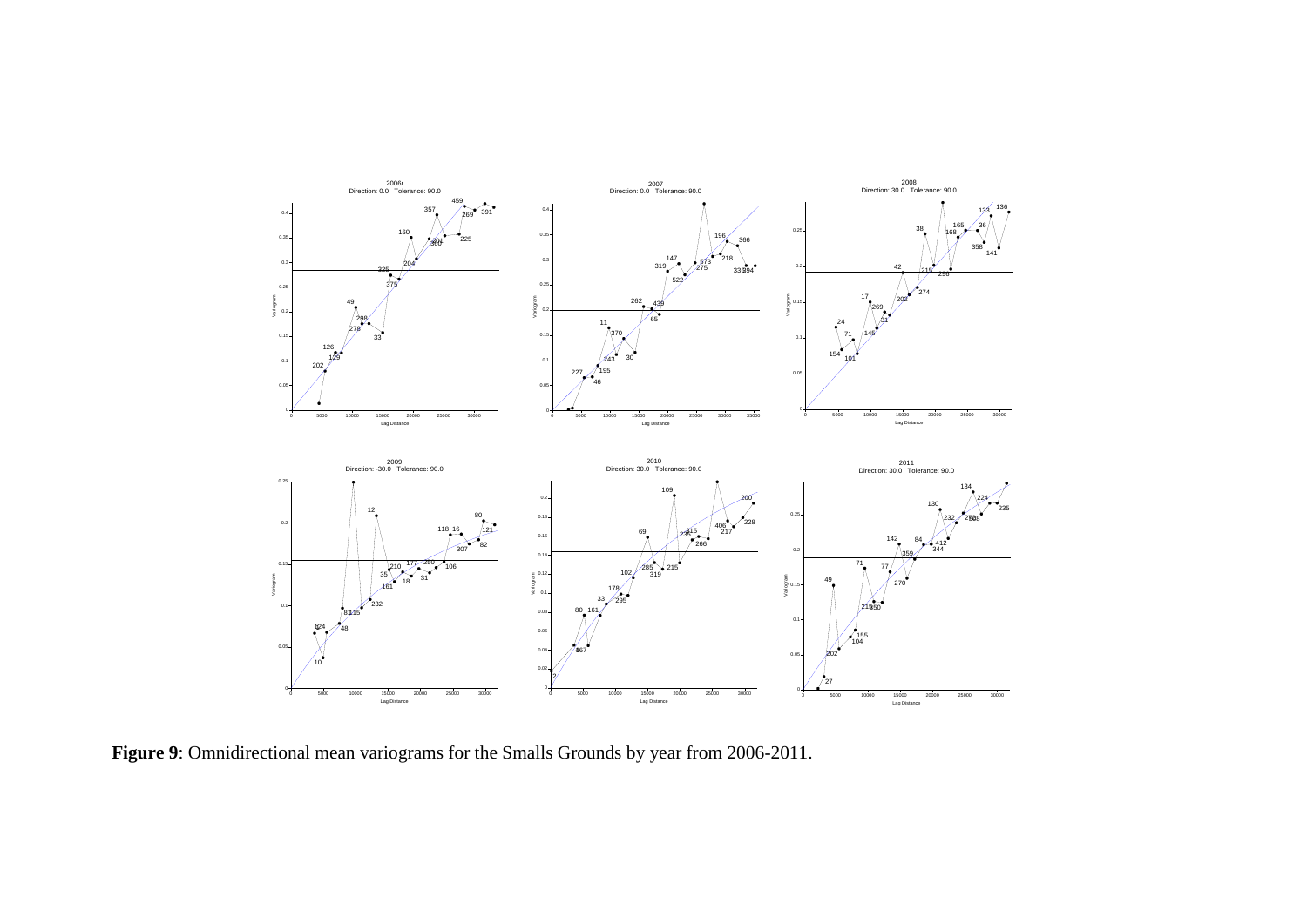**Figure 9**: Omnidirectional mean variograms for the Smalls Grounds by year from 2006-2011.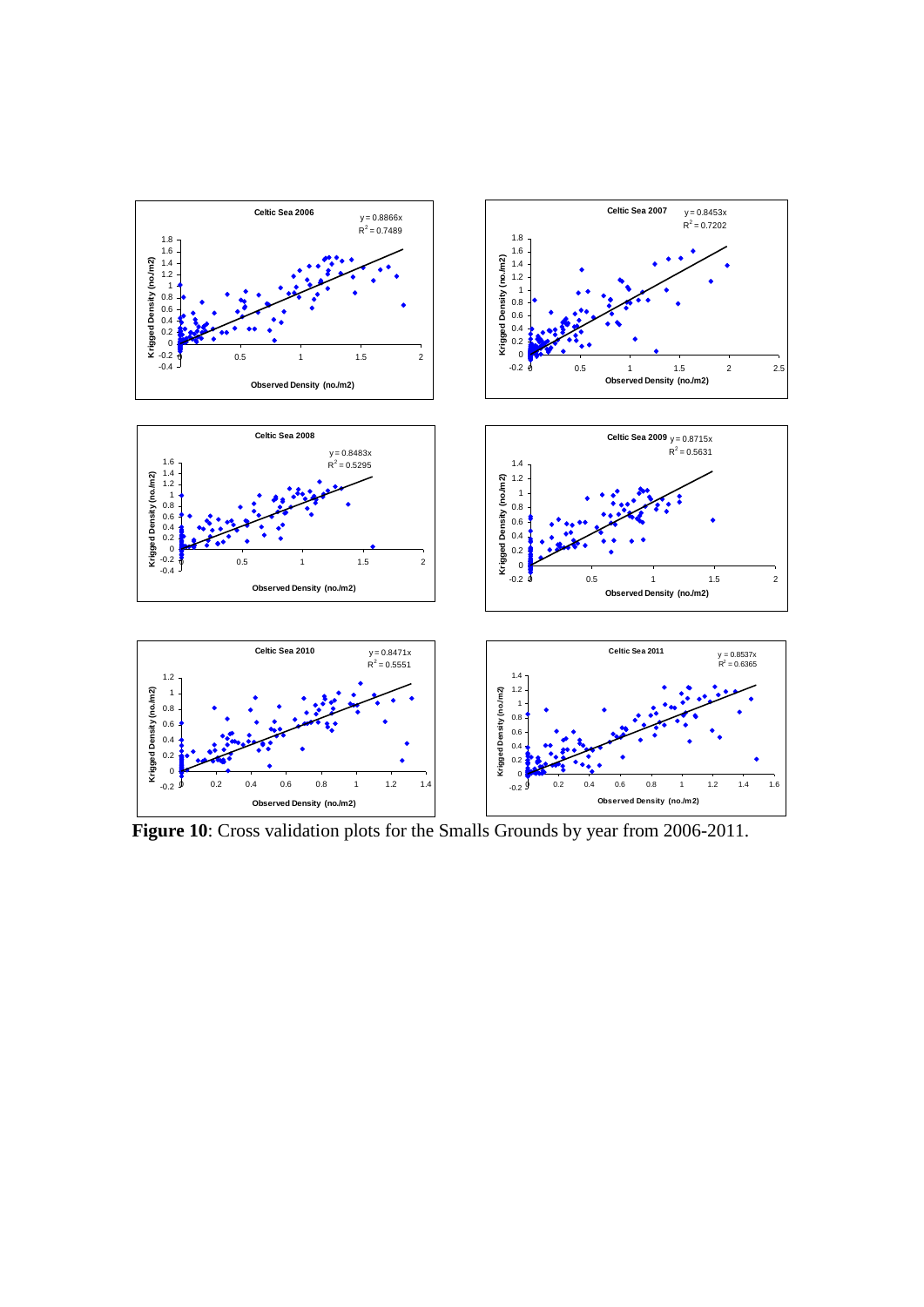**Figure 10**: Cross validation plots for the Smalls Grounds by year from 2006-2011.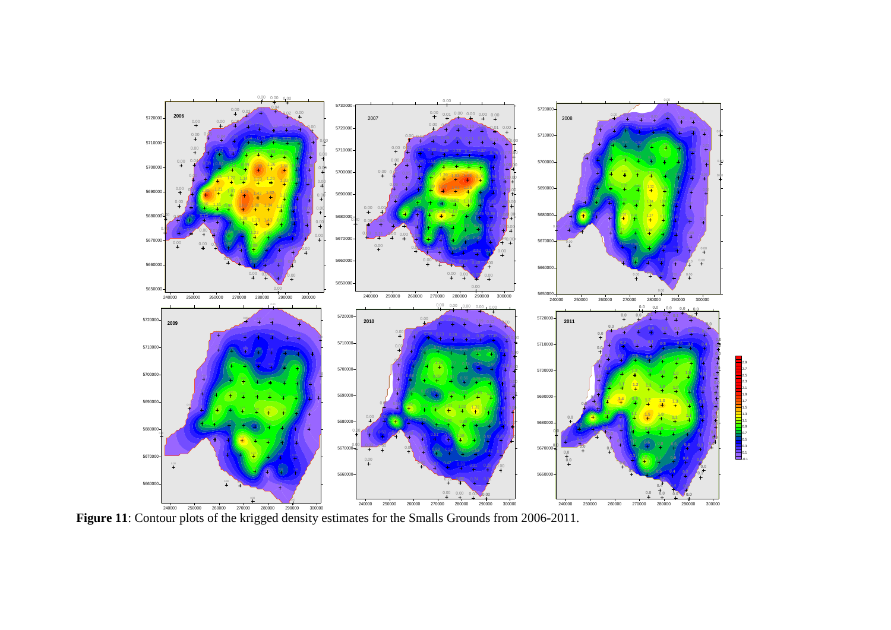**Figure 11**: Contour plots of the krigged density estimates for the Smalls Grounds from 2006-2011.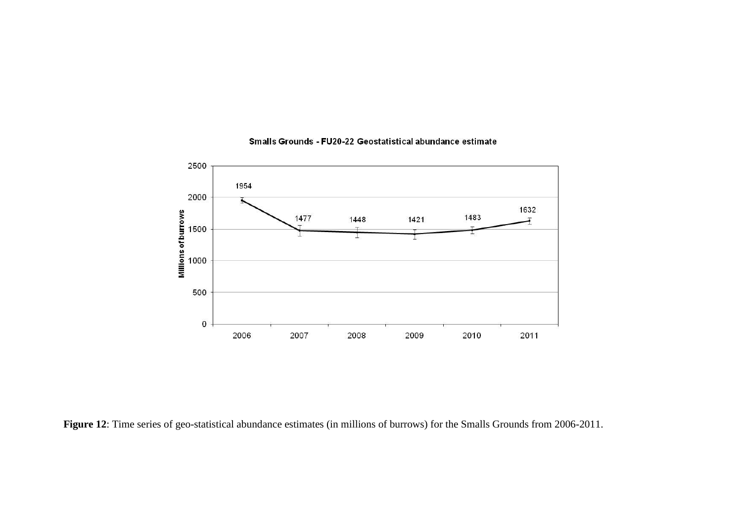Smalls Grounds - FU20-22 Geostatistical abundance estimate

| Year | Millions of burrows |
|---|---|
| 2006 | 1954 |
| 2007 | 1477 |
| 2008 | 1448 |
| 2009 | 1421 |
| 2010 | 1483 |
| 2011 | 1632 |

**Figure 12**: Time series of geo-statistical abundance estimates (in millions of burrows) for the Smalls Grounds from 2006-2011.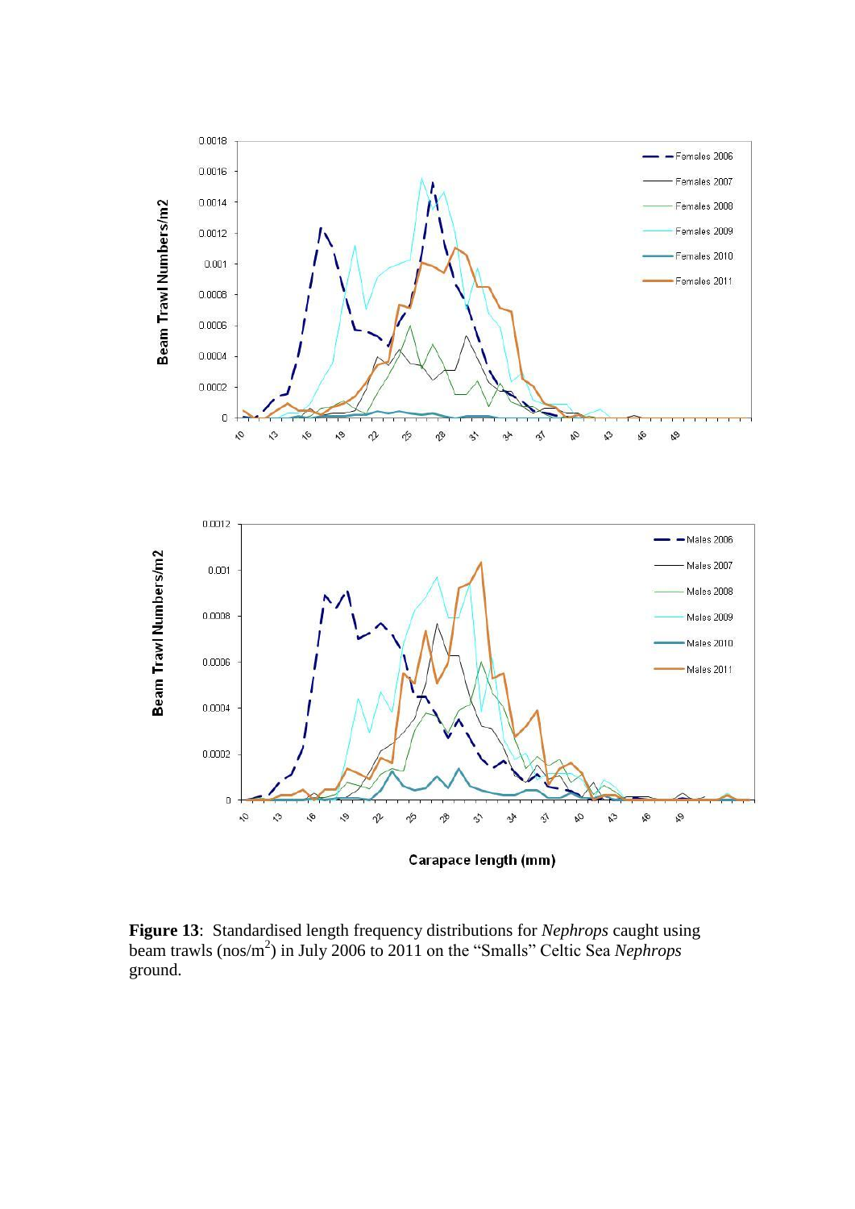**Figure 13**: Standardised length frequency distributions for *Nephrops* caught using beam trawls (nos/m$^2$) in July 2006 to 2011 on the "Smalls" Celtic Sea *Nephrops* ground.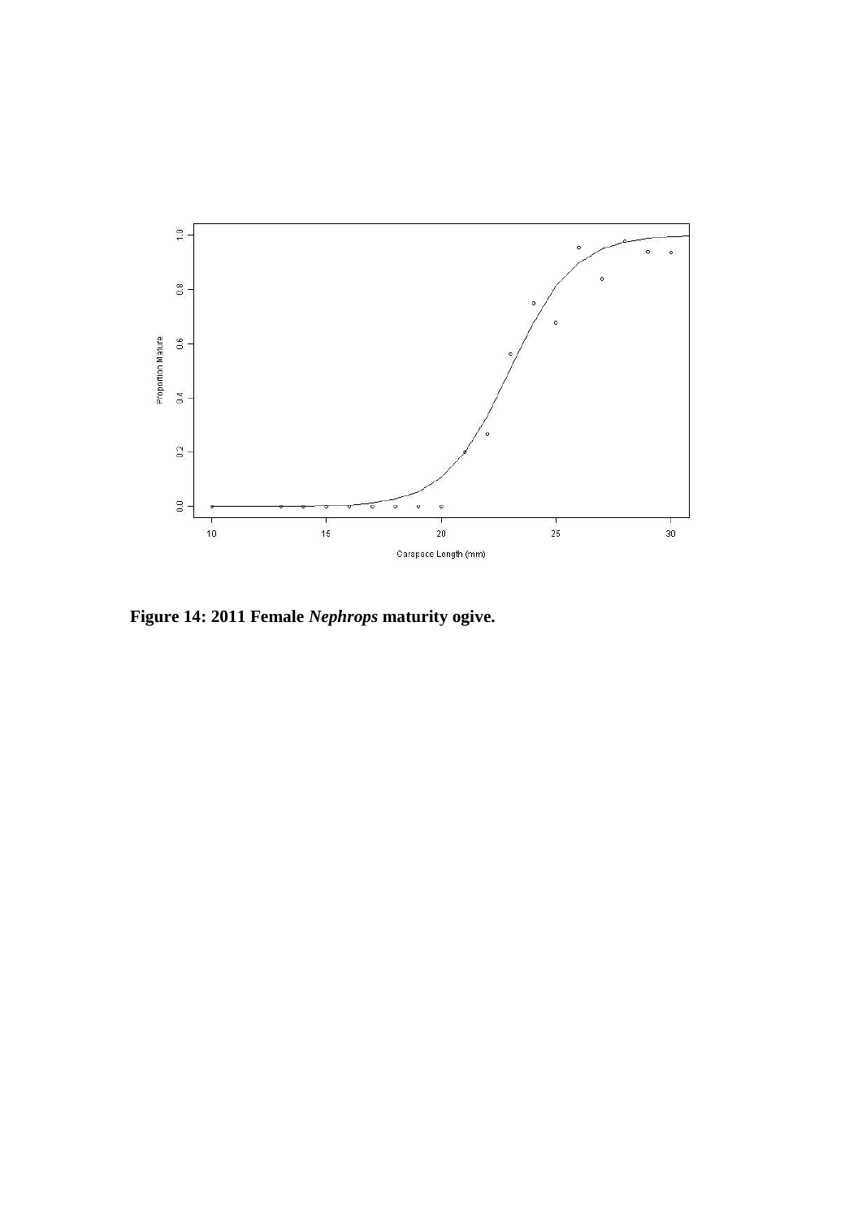**Figure 14: 2011 Female *Nephrops* maturity ogive.**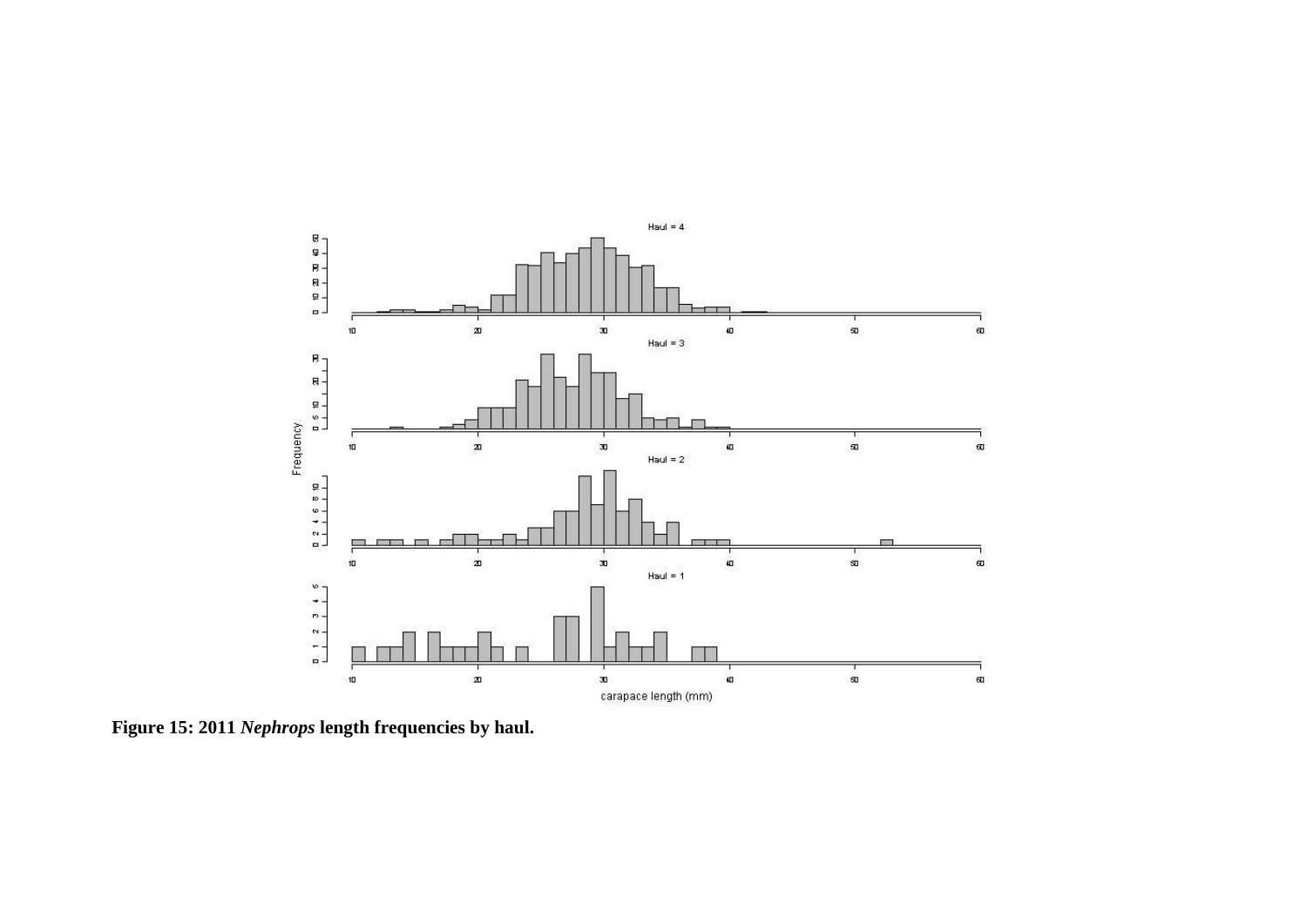**Figure 15: 2011 *Nephrops* length frequencies by haul.**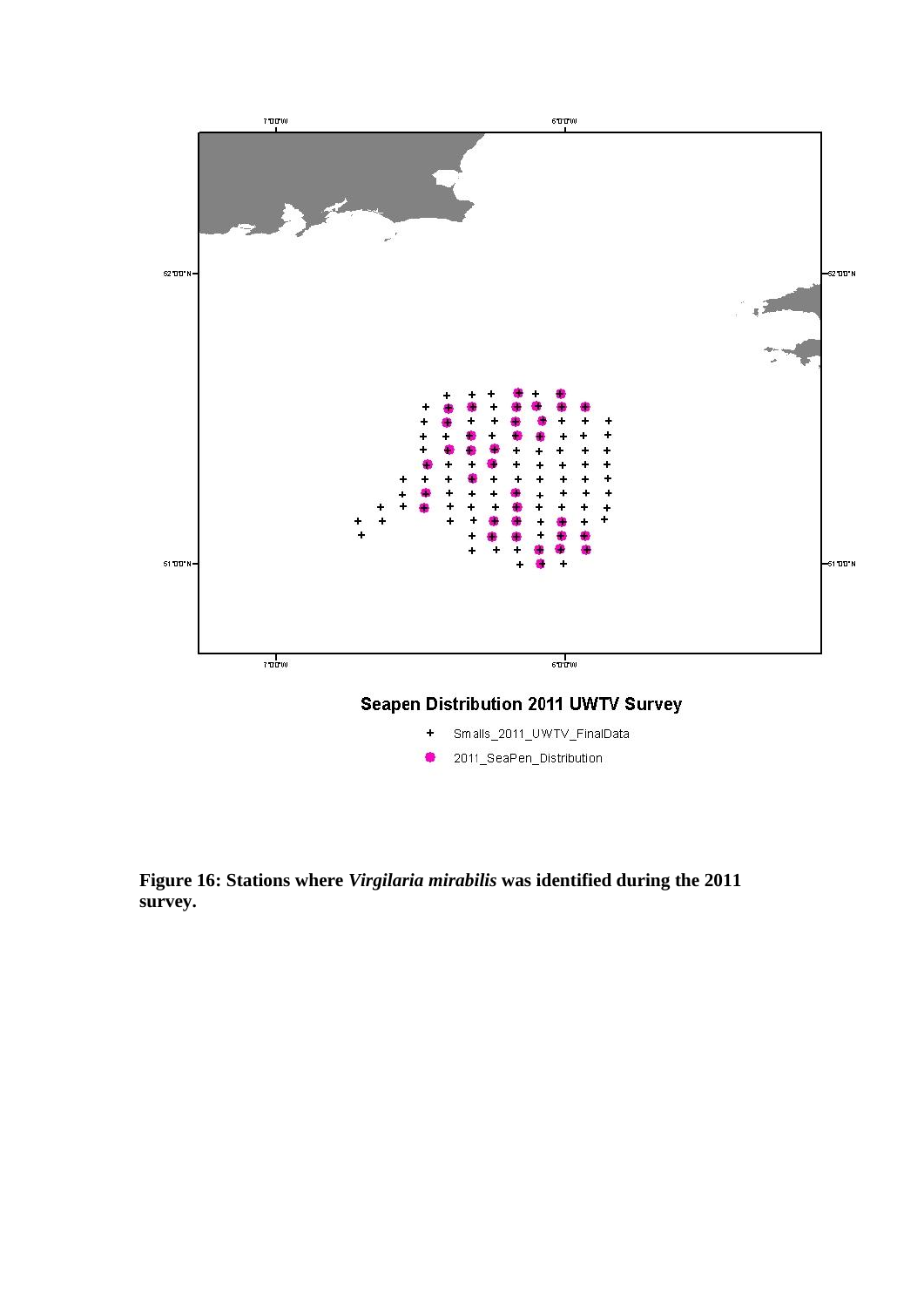**Figure 16: Stations where *Virgilaria mirabilis* was identified during the 2011 survey.**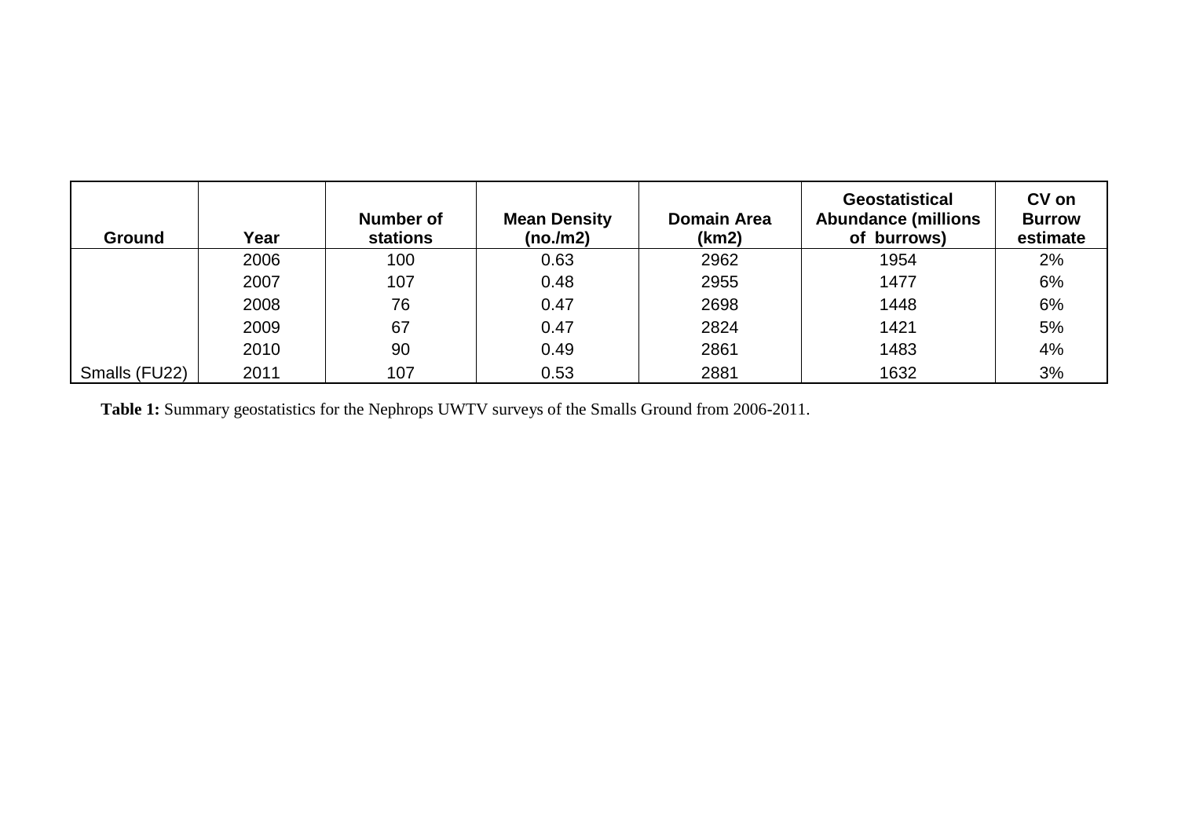| Ground | Year | Number of stations | Mean Density (no./m2) | Domain Area (km2) | Geostatistical Abundance (millions of burrows) | CV on Burrow estimate |
|---|---|---|---|---|---|---|
| | 2006 | 100 | 0.63 | 2962 | 1954 | 2% |
| | 2007 | 107 | 0.48 | 2955 | 1477 | 6% |
| | 2008 | 76 | 0.47 | 2698 | 1448 | 6% |
| | 2009 | 67 | 0.47 | 2824 | 1421 | 5% |
| | 2010 | 90 | 0.49 | 2861 | 1483 | 4% |
| Smalls (FU22) | 2011 | 107 | 0.53 | 2881 | 1632 | 3% |

**Table 1:** Summary geostatistics for the Nephrops UWTV surveys of the Smalls Ground from 2006-2011.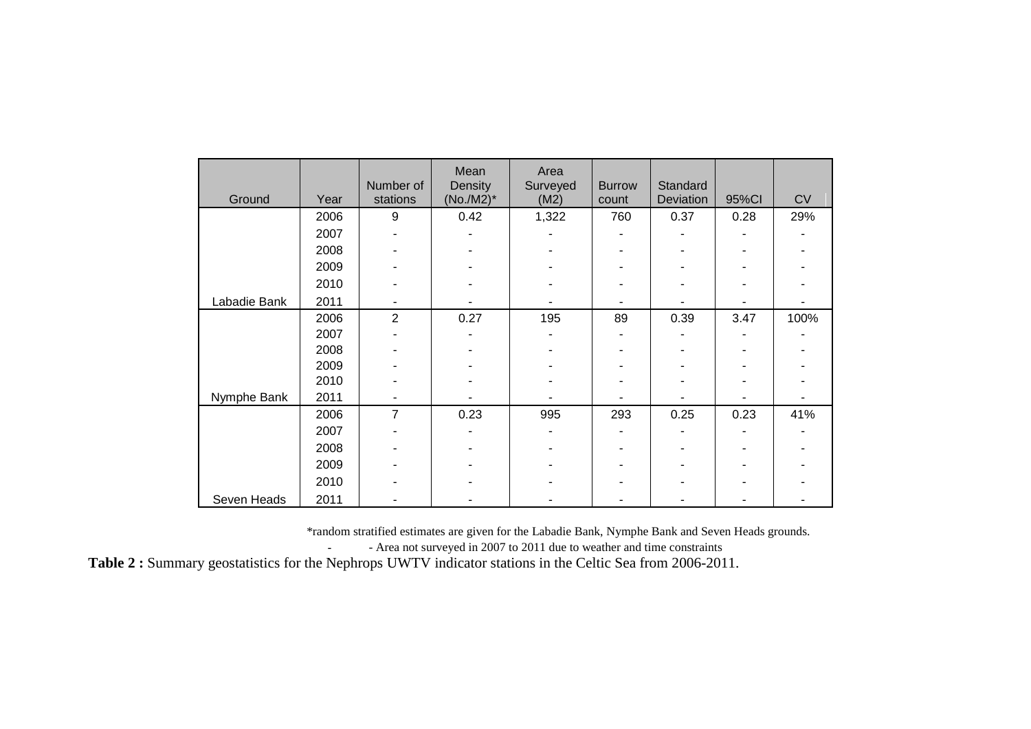| Ground | Year | Number of stations | Mean Density (No./M2)* | Area Surveyed (M2) | Burrow count | Standard Deviation | 95%CI | CV |
|---|---|---|---|---|---|---|---|---|
| | 2006 | 9 | 0.42 | 1,322 | 760 | 0.37 | 0.28 | 29% |
| | 2007 | - | - | - | - | - | - | - |
| | 2008 | - | - | - | - | - | - | - |
| | 2009 | - | - | - | - | - | - | - |
| | 2010 | - | - | - | - | - | - | - |
| Labadie Bank | 2011 | - | - | - | - | - | - | - |
| | 2006 | 2 | 0.27 | 195 | 89 | 0.39 | 3.47 | 100% |
| | 2007 | - | - | - | - | - | - | - |
| | 2008 | - | - | - | - | - | - | - |
| | 2009 | - | - | - | - | - | - | - |
| | 2010 | - | - | - | - | - | - | - |
| Nymphe Bank | 2011 | - | - | - | - | - | - | - |
| | 2006 | 7 | 0.23 | 995 | 293 | 0.25 | 0.23 | 41% |
| | 2007 | - | - | - | - | - | - | - |
| | 2008 | - | - | - | - | - | - | - |
| | 2009 | - | - | - | - | - | - | - |
| | 2010 | - | - | - | - | - | - | - |
| Seven Heads | 2011 | - | - | - | - | - | - | - |

*random stratified estimates are given for the Labadie Bank, Nymphe Bank and Seven Heads grounds.

\- - Area not surveyed in 2007 to 2011 due to weather and time constraints

**Table 2 :** Summary geostatistics for the Nephrops UWTV indicator stations in the Celtic Sea from 2006-2011.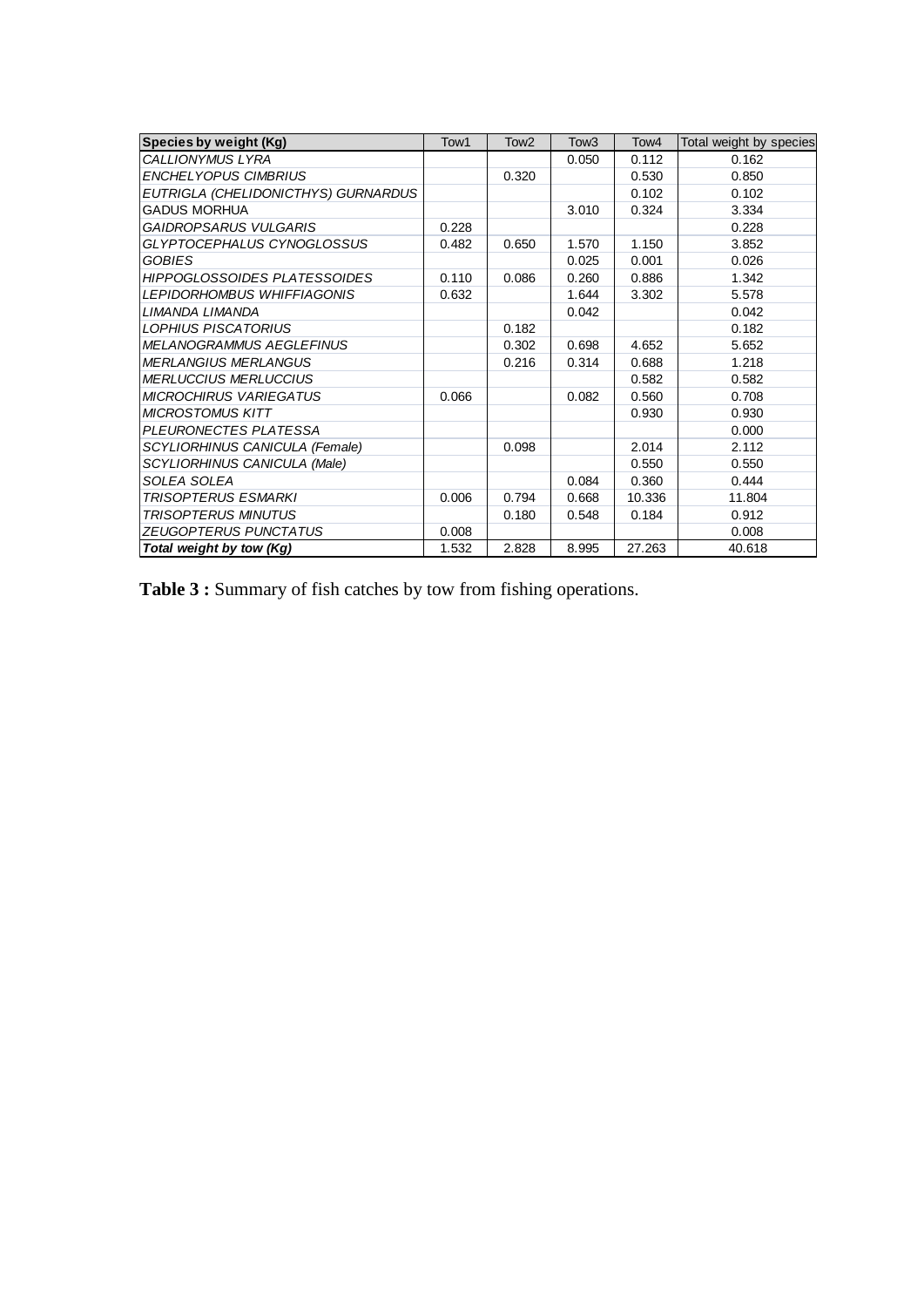| Species by weight (Kg) | Tow1 | Tow2 | Tow3 | Tow4 | Total weight by species |
|---|---|---|---|---|---|
| *CALLIONYMUS LYRA* | | | 0.050 | 0.112 | 0.162 |
| *ENCHELYOPUS CIMBRIUS* | | 0.320 | | 0.530 | 0.850 |
| *EUTRIGLA (CHELIDONICTHYS) GURNARDUS* | | | | 0.102 | 0.102 |
| GADUS MORHUA | | | 3.010 | 0.324 | 3.334 |
| *GAIDROPSARUS VULGARIS* | 0.228 | | | | 0.228 |
| *GLYPTOCEPHALUS CYNOGLOSSUS* | 0.482 | 0.650 | 1.570 | 1.150 | 3.852 |
| *GOBIES* | | | 0.025 | 0.001 | 0.026 |
| *HIPPOGLOSSOIDES PLATESSOIDES* | 0.110 | 0.086 | 0.260 | 0.886 | 1.342 |
| *LEPIDORHOMBUS WHIFFIAGONIS* | 0.632 | | 1.644 | 3.302 | 5.578 |
| *LIMANDA LIMANDA* | | | 0.042 | | 0.042 |
| *LOPHIUS PISCATORIUS* | | 0.182 | | | 0.182 |
| *MELANOGRAMMUS AEGLEFINUS* | | 0.302 | 0.698 | 4.652 | 5.652 |
| *MERLANGIUS MERLANGUS* | | 0.216 | 0.314 | 0.688 | 1.218 |
| *MERLUCCIUS MERLUCCIUS* | | | | 0.582 | 0.582 |
| *MICROCHIRUS VARIEGATUS* | 0.066 | | 0.082 | 0.560 | 0.708 |
| *MICROSTOMUS KITT* | | | | 0.930 | 0.930 |
| *PLEURONECTES PLATESSA* | | | | | 0.000 |
| *SCYLIORHINUS CANICULA (Female)* | | 0.098 | | 2.014 | 2.112 |
| *SCYLIORHINUS CANICULA (Male)* | | | | 0.550 | 0.550 |
| *SOLEA SOLEA* | | | 0.084 | 0.360 | 0.444 |
| *TRISOPTERUS ESMARKI* | 0.006 | 0.794 | 0.668 | 10.336 | 11.804 |
| *TRISOPTERUS MINUTUS* | | 0.180 | 0.548 | 0.184 | 0.912 |
| *ZEUGOPTERUS PUNCTATUS* | 0.008 | | | | 0.008 |
| ***Total weight by tow (Kg)*** | 1.532 | 2.828 | 8.995 | 27.263 | 40.618 |

**Table 3 :** Summary of fish catches by tow from fishing operations.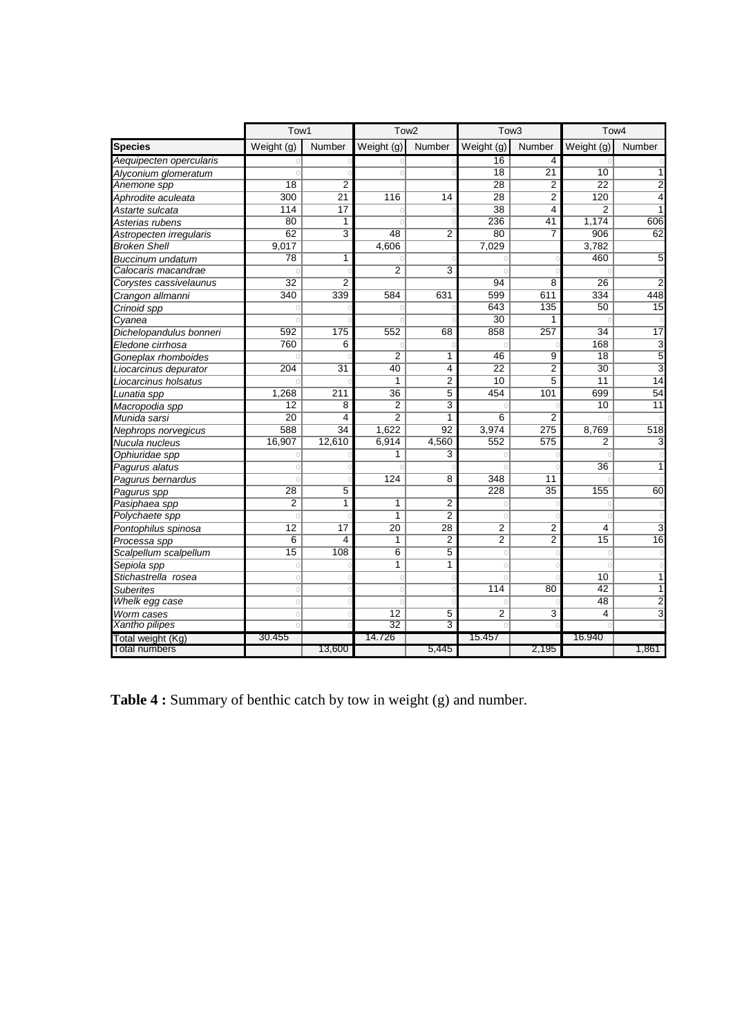| | Tow1 | | Tow2 | | Tow3 | | Tow4 | |
|---|---|---|---|---|---|---|---|---|
| **Species** | Weight (g) | Number | Weight (g) | Number | Weight (g) | Number | Weight (g) | Number |
| *Aequipecten opercularis* | 0 | 0 | 0 | 0 | 16 | 4 | 0 | 0 |
| *Alyconium glomeratum* | 0 | 0 | 0 | 0 | 18 | 21 | 10 | 1 |
| *Anemone spp* | 18 | 2 | | | 28 | 2 | 22 | 2 |
| *Aphrodite aculeata* | 300 | 21 | 116 | 14 | 28 | 2 | 120 | 4 |
| *Astarte sulcata* | 114 | 17 | 0 | 0 | 38 | 4 | 2 | 1 |
| *Asterias rubens* | 80 | 1 | 0 | 0 | 236 | 41 | 1,174 | 606 |
| *Astropecten irregularis* | 62 | 3 | 48 | 2 | 80 | 7 | 906 | 62 |
| *Broken Shell* | 9,017 | | 4,606 | | 7,029 | | 3,782 | |
| *Buccinum undatum* | 78 | 1 | 0 | 0 | 0 | 0 | 460 | 5 |
| *Calocaris macandrae* | 0 | 0 | 2 | 3 | 0 | 0 | 0 | 0 |
| *Corystes cassivelaunus* | 32 | 2 | | | 94 | 8 | 26 | 2 |
| *Crangon allmanni* | 340 | 339 | 584 | 631 | 599 | 611 | 334 | 448 |
| *Crinoid spp* | 0 | 0 | 0 | 0 | 643 | 135 | 50 | 15 |
| *Cyanea* | 0 | 0 | 0 | 0 | 30 | 1 | 0 | 0 |
| *Dichelopandulus bonneri* | 592 | 175 | 552 | 68 | 858 | 257 | 34 | 17 |
| *Eledone cirrhosa* | 760 | 6 | 0 | 0 | 0 | 0 | 168 | 3 |
| *Goneplax rhomboides* | 0 | 0 | 2 | 1 | 46 | 9 | 18 | 5 |
| *Liocarcinus depurator* | 204 | 31 | 40 | 4 | 22 | 2 | 30 | 3 |
| *Liocarcinus holsatus* | 0 | 0 | 1 | 2 | 10 | 5 | 11 | 14 |
| *Lunatia spp* | 1,268 | 211 | 36 | 5 | 454 | 101 | 699 | 54 |
| *Macropodia spp* | 12 | 8 | 2 | 3 | 0 | 0 | 10 | 11 |
| *Munida sarsi* | 20 | 4 | 2 | 1 | 6 | 2 | 0 | 0 |
| *Nephrops norvegicus* | 588 | 34 | 1,622 | 92 | 3,974 | 275 | 8,769 | 518 |
| *Nucula nucleus* | 16,907 | 12,610 | 6,914 | 4,560 | 552 | 575 | 2 | 3 |
| *Ophiuridae spp* | 0 | 0 | 1 | 3 | 0 | 0 | 0 | 0 |
| *Pagurus alatus* | 0 | 0 | 0 | 0 | 0 | 0 | 36 | 1 |
| *Pagurus bernardus* | 0 | 0 | 124 | 8 | 348 | 11 | 0 | 0 |
| *Pagurus spp* | 28 | 5 | | | 228 | 35 | 155 | 60 |
| *Pasiphaea spp* | 2 | 1 | 1 | 2 | 0 | 0 | 0 | 0 |
| *Polychaete spp* | 0 | 0 | 1 | 2 | 0 | 0 | 0 | 0 |
| *Pontophilus spinosa* | 12 | 17 | 20 | 28 | 2 | 2 | 4 | 3 |
| *Processa spp* | 6 | 4 | 1 | 2 | 2 | 2 | 15 | 16 |
| *Scalpellum scalpellum* | 15 | 108 | 6 | 5 | 0 | 0 | 0 | 0 |
| *Sepiola spp* | 0 | 0 | 1 | 1 | 0 | 0 | 0 | 0 |
| *Stichastrella rosea* | 0 | 0 | 0 | 0 | 0 | 0 | 10 | 1 |
| *Suberites* | 0 | 0 | 0 | 0 | 114 | 80 | 42 | 1 |
| *Whelk egg case* | 0 | 0 | 0 | 0 | 0 | 0 | 48 | 2 |
| *Worm cases* | 0 | 0 | 12 | 5 | 2 | 3 | 4 | 3 |
| *Xantho pilipes* | 0 | 0 | 32 | 3 | 0 | 0 | 0 | 0 |
| Total weight (Kg) | 30.455 | | 14.726 | | 15.457 | | 16.940 | |
| Total numbers | | 13,600 | | 5,445 | | 2,195 | | 1,861 |

**Table 4 :** Summary of benthic catch by tow in weight (g) and number.